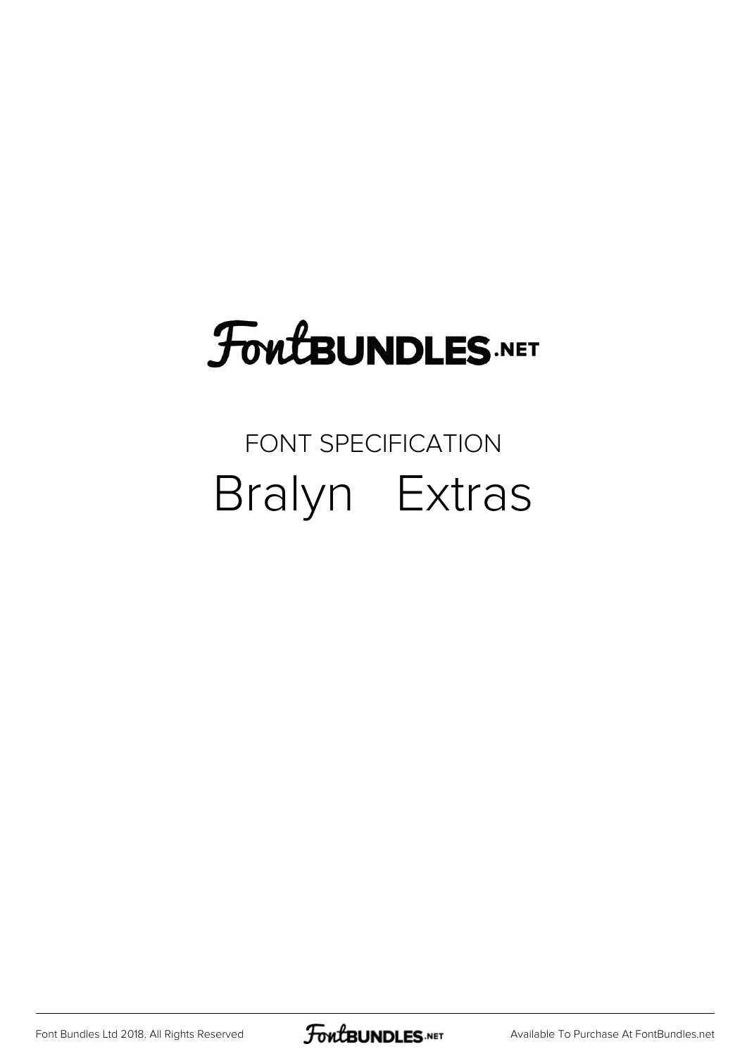# FontBUNDLES.NET

FONT SPECIFICATION

## Bralyn Extras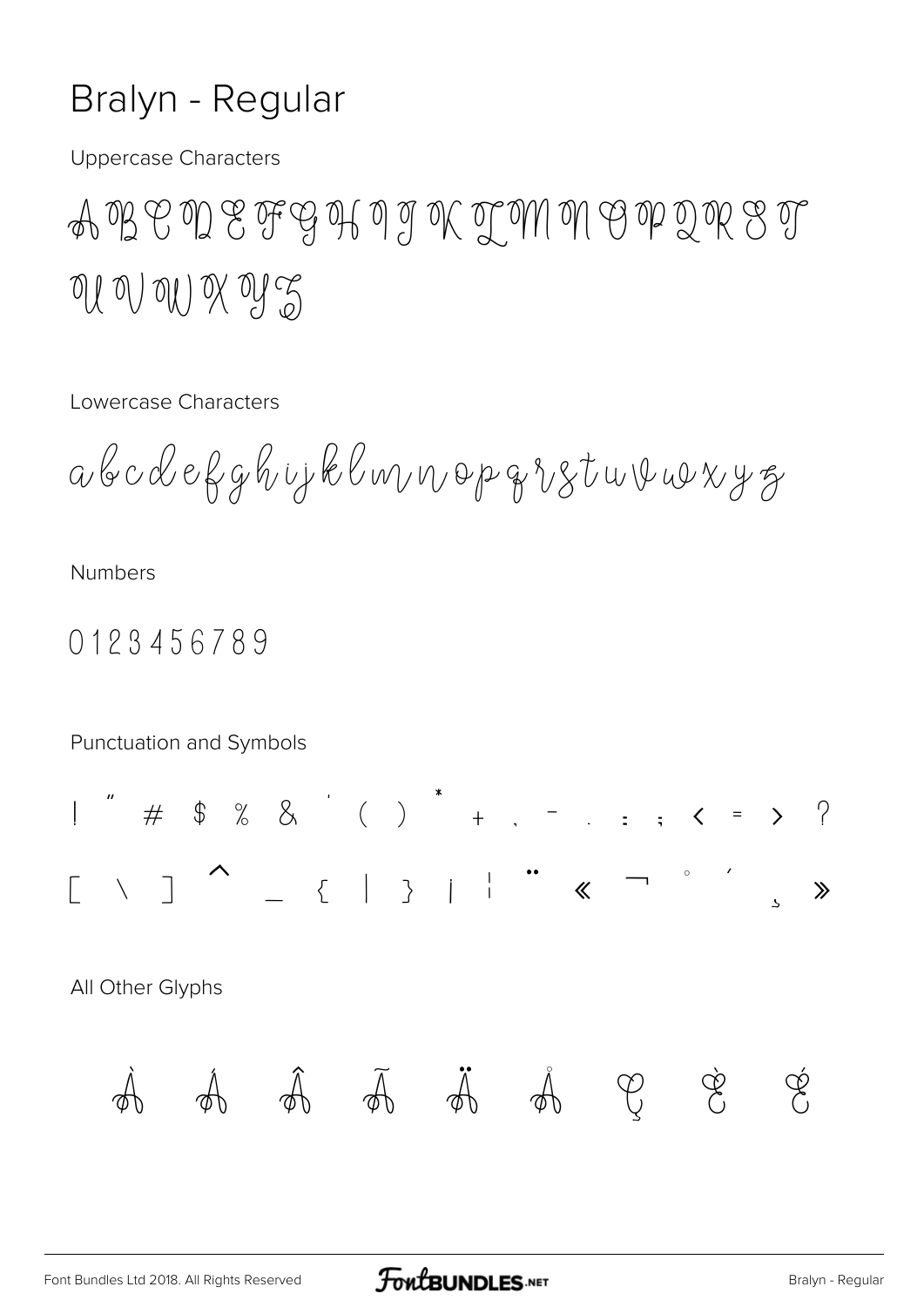# Bralyn - Regular

Uppercase Characters

A B C D E F G H I J K L M N O P Q R S T U V W X Y Z

Lowercase Characters

a b c d e f g h i j k l m n o p q r s t u v w x y z

Numbers

0 1 2 3 4 5 6 7 8 9

Punctuation and Symbols

! " # $ % & ' ( ) * + , - . : ; < = > ?

[ \ ] ^ _ { | } ¡ ¦ ¨ « ¬ ° ´ ¸ »

All Other Glyphs

À Á Â Ã Ä Å Ç È É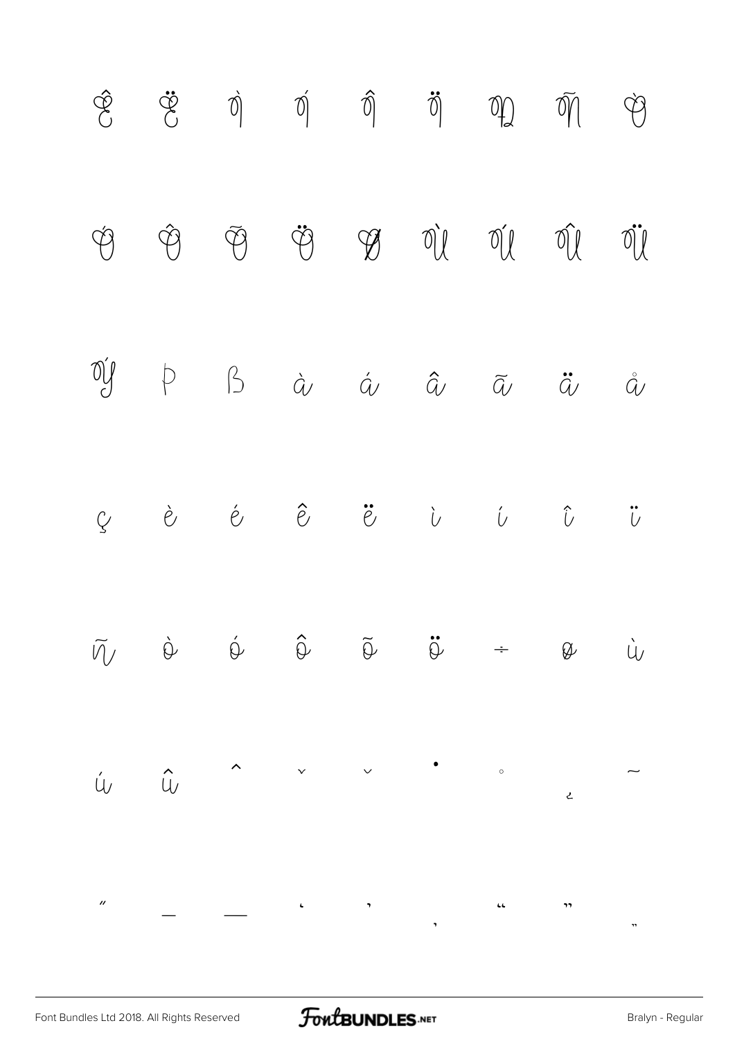Ê Ë Ì Í Î Ï Ð Ñ Ò

Ó Ô Õ Ö Ø Ù Ú Û Ü

Ý Þ ß à á â ã ä å

ç è é ê ë ì í î ï

ñ ò ó ô õ ö ÷ ø ù

ú û ˆ ˇ ˘ ˙ ˚ ˛ ˜

˝ – — ‘ ’ ‚ “ ” „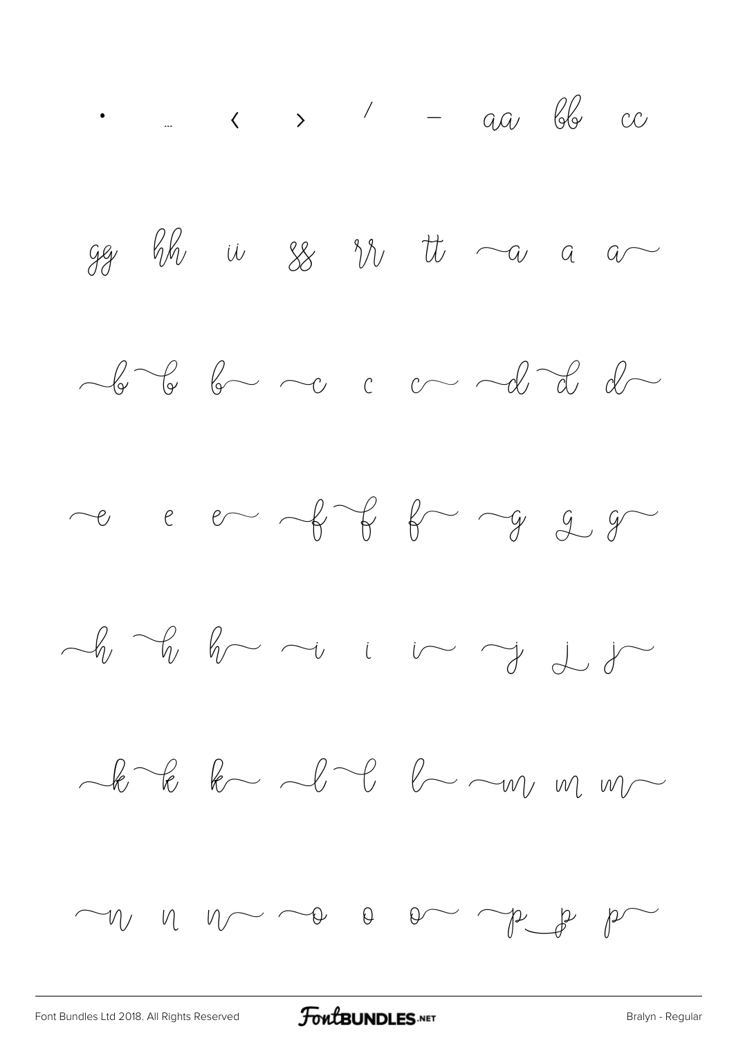· … ‹ › ⁄ – aa bb cc

gg hh ii ss rr tt ~a a a~

~b ~b b~ ~c c c~ ~d ~d d~

~e e e~ ~f ~f f~ ~g g g~

~h ~h h~ ~i i i~ ~j j j~

~k ~k k~ ~l ~l l~ ~m m m~

~n n n~ ~o o o~ ~p p p~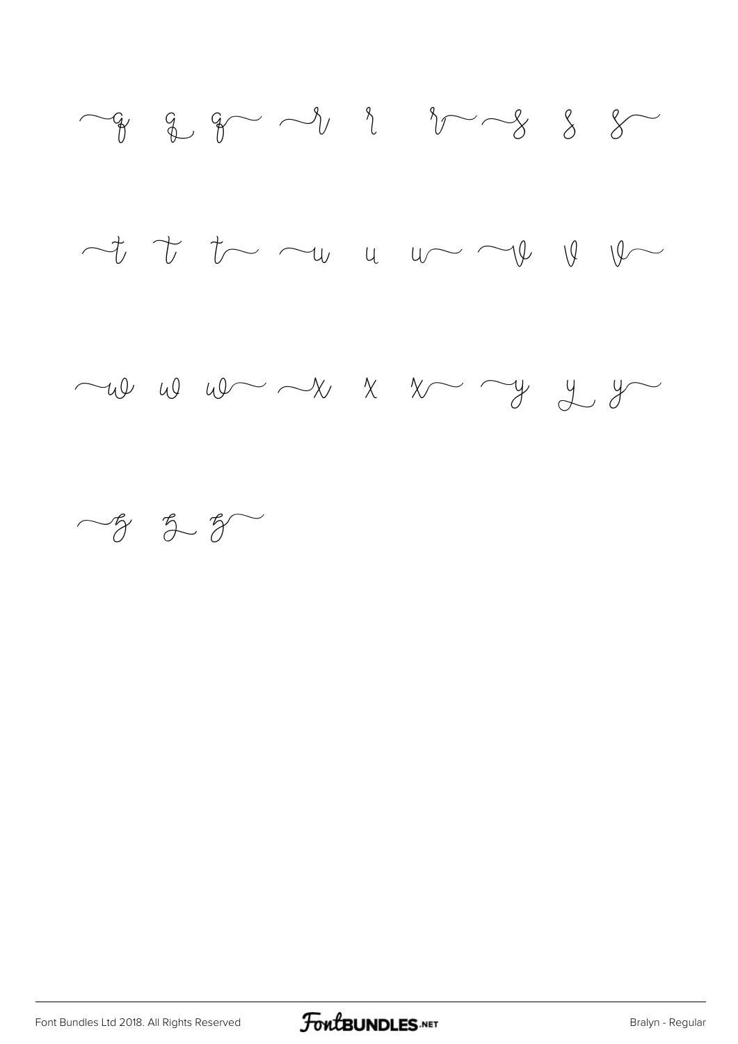~q q q~ ~r r r~ ~s s s~

~t t t~ ~u u u~ ~v v v~

~w w w~ ~x x x~ ~y y y~

~z z z~